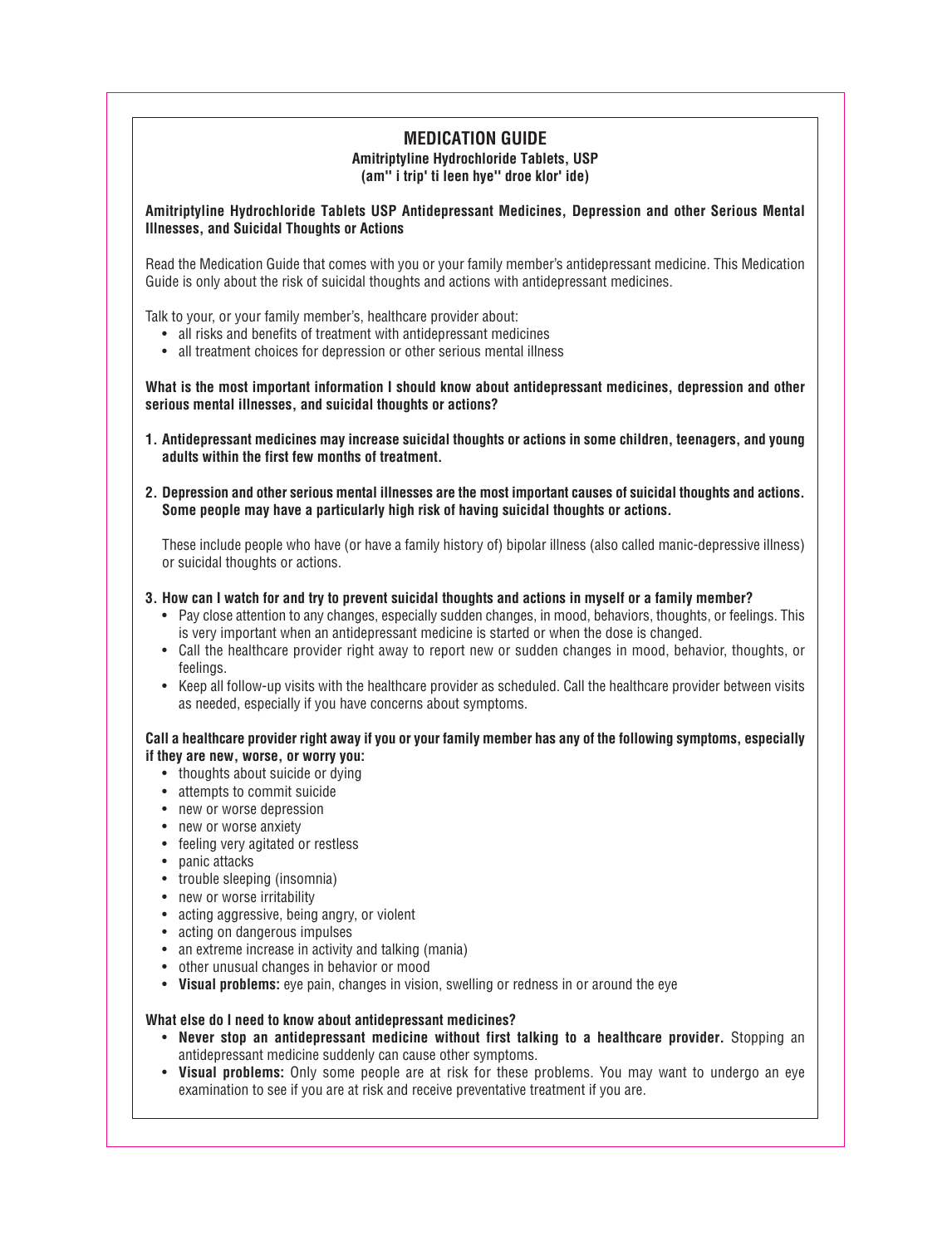# MEDICATION GUIDE

**Amitriptyline Hydrochloride Tablets, USP**
**(am'' i trip' ti leen hye'' droe klor' ide)**

**Amitriptyline Hydrochloride Tablets USP Antidepressant Medicines, Depression and other Serious Mental Illnesses, and Suicidal Thoughts or Actions**

Read the Medication Guide that comes with you or your family member's antidepressant medicine. This Medication Guide is only about the risk of suicidal thoughts and actions with antidepressant medicines.

Talk to your, or your family member's, healthcare provider about:

- all risks and benefits of treatment with antidepressant medicines
- all treatment choices for depression or other serious mental illness

**What is the most important information I should know about antidepressant medicines, depression and other serious mental illnesses, and suicidal thoughts or actions?**

1. **Antidepressant medicines may increase suicidal thoughts or actions in some children, teenagers, and young adults within the first few months of treatment.**

2. **Depression and other serious mental illnesses are the most important causes of suicidal thoughts and actions. Some people may have a particularly high risk of having suicidal thoughts or actions.**

   These include people who have (or have a family history of) bipolar illness (also called manic-depressive illness) or suicidal thoughts or actions.

3. **How can I watch for and try to prevent suicidal thoughts and actions in myself or a family member?**
   - Pay close attention to any changes, especially sudden changes, in mood, behaviors, thoughts, or feelings. This is very important when an antidepressant medicine is started or when the dose is changed.
   - Call the healthcare provider right away to report new or sudden changes in mood, behavior, thoughts, or feelings.
   - Keep all follow-up visits with the healthcare provider as scheduled. Call the healthcare provider between visits as needed, especially if you have concerns about symptoms.

**Call a healthcare provider right away if you or your family member has any of the following symptoms, especially if they are new, worse, or worry you:**

- thoughts about suicide or dying
- attempts to commit suicide
- new or worse depression
- new or worse anxiety
- feeling very agitated or restless
- panic attacks
- trouble sleeping (insomnia)
- new or worse irritability
- acting aggressive, being angry, or violent
- acting on dangerous impulses
- an extreme increase in activity and talking (mania)
- other unusual changes in behavior or mood
- **Visual problems:** eye pain, changes in vision, swelling or redness in or around the eye

**What else do I need to know about antidepressant medicines?**

- **Never stop an antidepressant medicine without first talking to a healthcare provider.** Stopping an antidepressant medicine suddenly can cause other symptoms.
- **Visual problems:** Only some people are at risk for these problems. You may want to undergo an eye examination to see if you are at risk and receive preventative treatment if you are.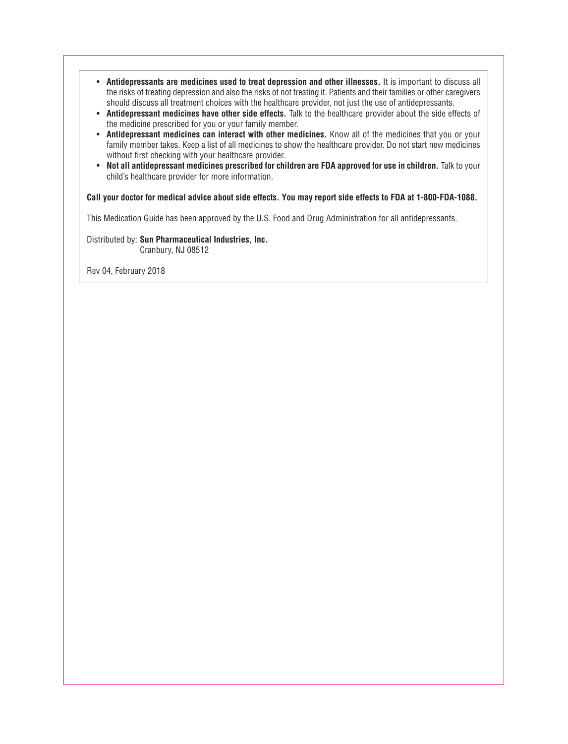- **Antidepressants are medicines used to treat depression and other illnesses.** It is important to discuss all the risks of treating depression and also the risks of not treating it. Patients and their families or other caregivers should discuss all treatment choices with the healthcare provider, not just the use of antidepressants.
- **Antidepressant medicines have other side effects.** Talk to the healthcare provider about the side effects of the medicine prescribed for you or your family member.
- **Antidepressant medicines can interact with other medicines.** Know all of the medicines that you or your family member takes. Keep a list of all medicines to show the healthcare provider. Do not start new medicines without first checking with your healthcare provider.
- **Not all antidepressant medicines prescribed for children are FDA approved for use in children.** Talk to your child's healthcare provider for more information.

**Call your doctor for medical advice about side effects. You may report side effects to FDA at 1-800-FDA-1088.**

This Medication Guide has been approved by the U.S. Food and Drug Administration for all antidepressants.

Distributed by: **Sun Pharmaceutical Industries, Inc.**
Cranbury, NJ 08512

Rev 04, February 2018